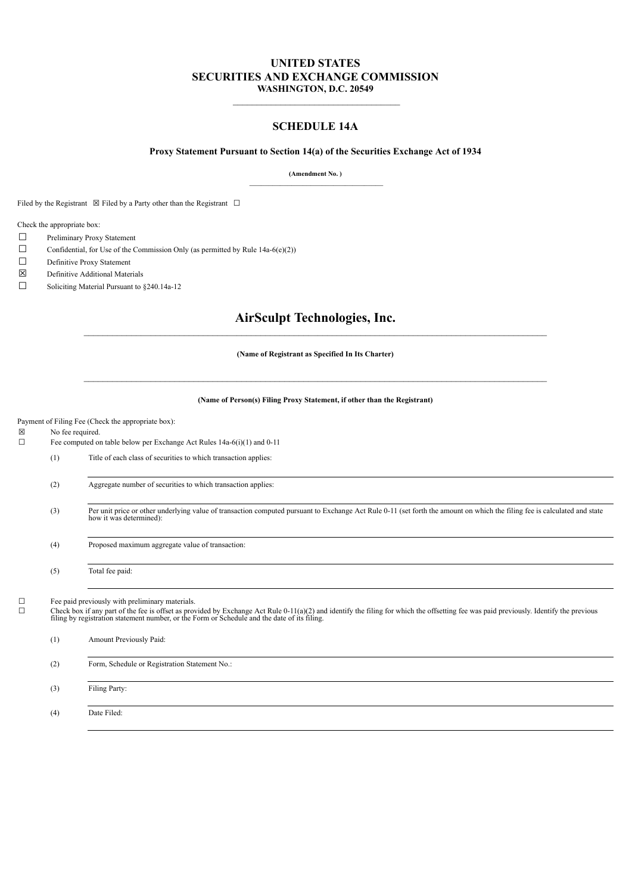# UNITED STATES
# SECURITIES AND EXCHANGE COMMISSION
**WASHINGTON, D.C. 20549**

---

## SCHEDULE 14A

**Proxy Statement Pursuant to Section 14(a) of the Securities Exchange Act of 1934**

**(Amendment No. )**

---

Filed by the Registrant ☒ Filed by a Party other than the Registrant ☐

Check the appropriate box:

☐ Preliminary Proxy Statement

☐ Confidential, for Use of the Commission Only (as permitted by Rule 14a-6(e)(2))

☐ Definitive Proxy Statement

☒ Definitive Additional Materials

☐ Soliciting Material Pursuant to §240.14a-12

# AirSculpt Technologies, Inc.

---

**(Name of Registrant as Specified In Its Charter)**

---

**(Name of Person(s) Filing Proxy Statement, if other than the Registrant)**

Payment of Filing Fee (Check the appropriate box):

☒ No fee required.

☐ Fee computed on table below per Exchange Act Rules 14a-6(i)(1) and 0-11

(1) Title of each class of securities to which transaction applies:

(2) Aggregate number of securities to which transaction applies:

(3) Per unit price or other underlying value of transaction computed pursuant to Exchange Act Rule 0-11 (set forth the amount on which the filing fee is calculated and state how it was determined):

(4) Proposed maximum aggregate value of transaction:

(5) Total fee paid:

☐ Fee paid previously with preliminary materials.

☐ Check box if any part of the fee is offset as provided by Exchange Act Rule 0-11(a)(2) and identify the filing for which the offsetting fee was paid previously. Identify the previous filing by registration statement number, or the Form or Schedule and the date of its filing.

(1) Amount Previously Paid:

(2) Form, Schedule or Registration Statement No.:

(3) Filing Party:

(4) Date Filed: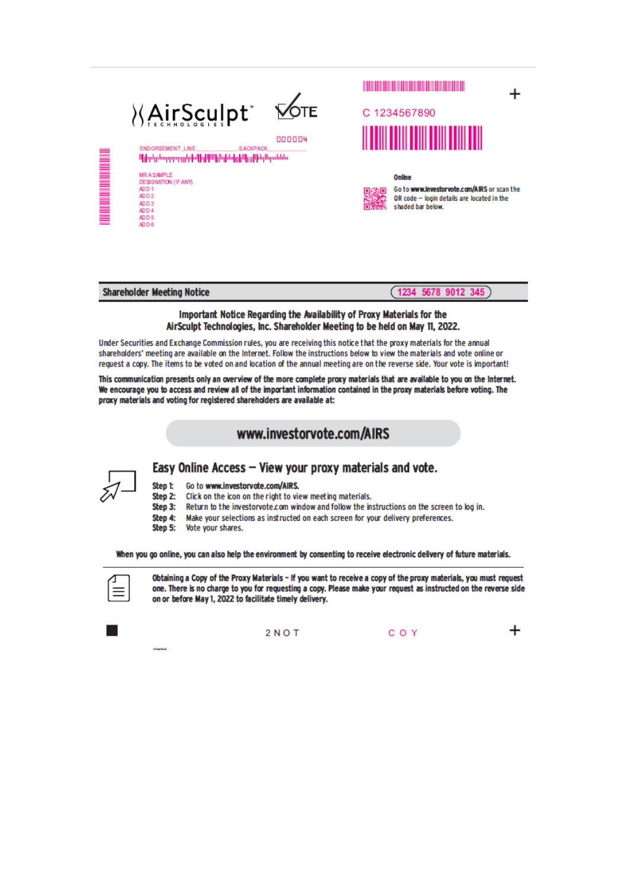AirSculpt TECHNOLOGIES

VOTE

000004

ENDORSEMENT_LINE______________ SACKPACK_______________

MR A SAMPLE
DESIGNATION (IF ANY)
ADD 1
ADD 2
ADD 3
ADD 4
ADD 5
ADD 6

C 1234567890

**Online**

Go to **www.investorvote.com/AIRS** or scan the QR code – login details are located in the shaded bar below.

**Shareholder Meeting Notice** 1234 5678 9012 345

## Important Notice Regarding the Availability of Proxy Materials for the AirSculpt Technologies, Inc. Shareholder Meeting to be held on May 11, 2022.

Under Securities and Exchange Commission rules, you are receiving this notice that the proxy materials for the annual shareholders' meeting are available on the Internet. Follow the instructions below to view the materials and vote online or request a copy. The items to be voted on and location of the annual meeting are on the reverse side. Your vote is important!

**This communication presents only an overview of the more complete proxy materials that are available to you on the Internet. We encourage you to access and review all of the important information contained in the proxy materials before voting. The proxy materials and voting for registered shareholders are available at:**

**www.investorvote.com/AIRS**

## Easy Online Access — View your proxy materials and vote.

**Step 1:** Go to **www.investorvote.com/AIRS.**
**Step 2:** Click on the icon on the right to view meeting materials.
**Step 3:** Return to the investorvote.com window and follow the instructions on the screen to log in.
**Step 4:** Make your selections as instructed on each screen for your delivery preferences.
**Step 5:** Vote your shares.

**When you go online, you can also help the environment by consenting to receive electronic delivery of future materials.**

**Obtaining a Copy of the Proxy Materials – If you want to receive a copy of the proxy materials, you must request one. There is no charge to you for requesting a copy. Please make your request as instructed on the reverse side on or before May 1, 2022 to facilitate timely delivery.**

2 N O T C O Y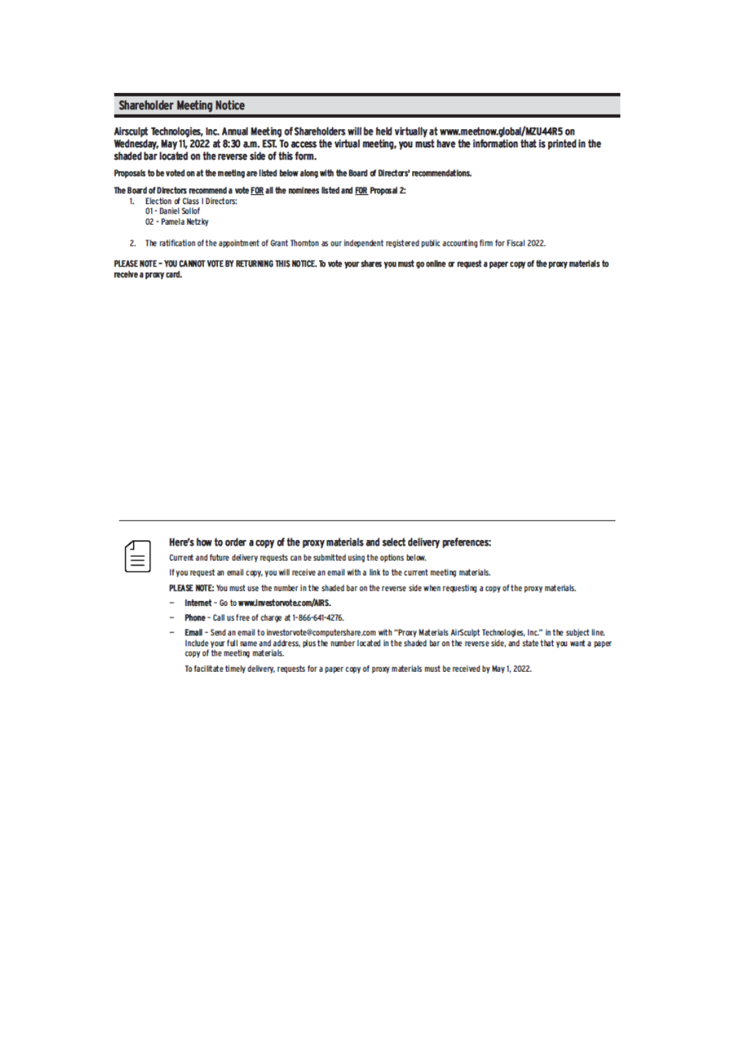## Shareholder Meeting Notice

**Airsculpt Technologies, Inc. Annual Meeting of Shareholders will be held virtually at www.meetnow.global/MZU44R5 on Wednesday, May 11, 2022 at 8:30 a.m. EST. To access the virtual meeting, you must have the information that is printed in the shaded bar located on the reverse side of this form.**

**Proposals to be voted on at the meeting are listed below along with the Board of Directors' recommendations.**

**The Board of Directors recommend a vote FOR all the nominees listed and FOR Proposal 2:**

1. Election of Class I Directors:
   01 - Daniel Sollof
   02 - Pamela Netzky

2. The ratification of the appointment of Grant Thornton as our independent registered public accounting firm for Fiscal 2022.

**PLEASE NOTE – YOU CANNOT VOTE BY RETURNING THIS NOTICE. To vote your shares you must go online or request a paper copy of the proxy materials to receive a proxy card.**

---

### Here's how to order a copy of the proxy materials and select delivery preferences:

Current and future delivery requests can be submitted using the options below.

If you request an email copy, you will receive an email with a link to the current meeting materials.

**PLEASE NOTE:** You must use the number in the shaded bar on the reverse side when requesting a copy of the proxy materials.

- **Internet** – Go to **www.investorvote.com/AIRS.**
- **Phone** – Call us free of charge at 1-866-641-4276.
- **Email** – Send an email to investorvote@computershare.com with "Proxy Materials AirSculpt Technologies, Inc." in the subject line. Include your full name and address, plus the number located in the shaded bar on the reverse side, and state that you want a paper copy of the meeting materials.

  To facilitate timely delivery, requests for a paper copy of proxy materials must be received by May 1, 2022.